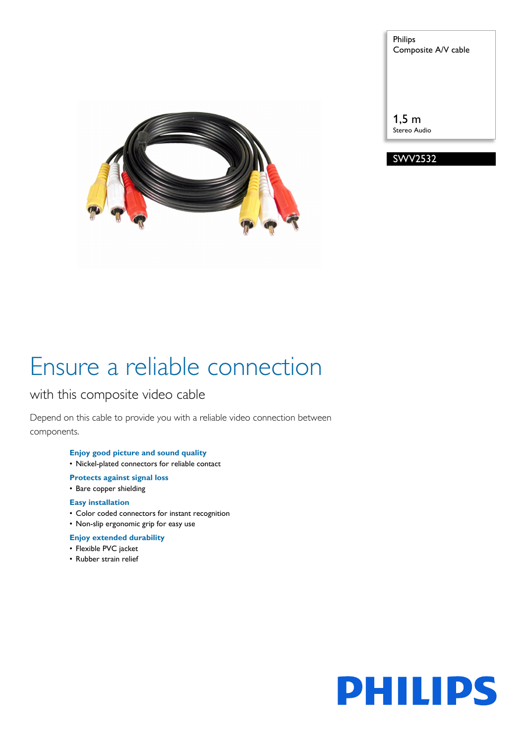Philips
Composite A/V cable

1,5 m
Stereo Audio

SWV2532

# Ensure a reliable connection

## with this composite video cable

Depend on this cable to provide you with a reliable video connection between components.

**Enjoy good picture and sound quality**
- Nickel-plated connectors for reliable contact

**Protects against signal loss**
- Bare copper shielding

**Easy installation**
- Color coded connectors for instant recognition
- Non-slip ergonomic grip for easy use

**Enjoy extended durability**
- Flexible PVC jacket
- Rubber strain relief

PHILIPS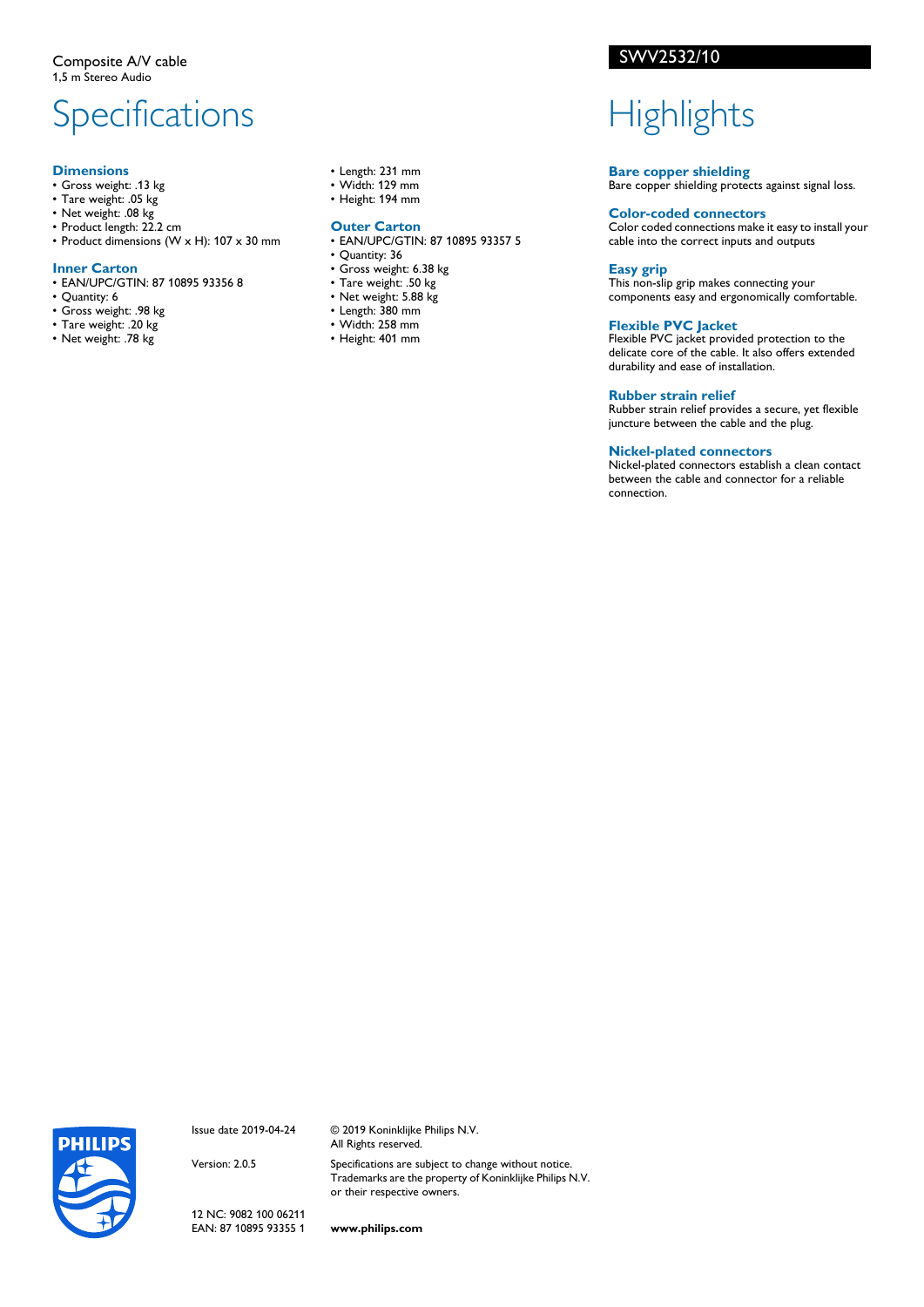Composite A/V cable
1,5 m Stereo Audio

SWV2532/10

# Specifications

### Dimensions
- Gross weight: .13 kg
- Tare weight: .05 kg
- Net weight: .08 kg
- Product length: 22.2 cm
- Product dimensions (W x H): 107 x 30 mm

### Inner Carton
- EAN/UPC/GTIN: 87 10895 93356 8
- Quantity: 6
- Gross weight: .98 kg
- Tare weight: .20 kg
- Net weight: .78 kg
- Length: 231 mm
- Width: 129 mm
- Height: 194 mm

### Outer Carton
- EAN/UPC/GTIN: 87 10895 93357 5
- Quantity: 36
- Gross weight: 6.38 kg
- Tare weight: .50 kg
- Net weight: 5.88 kg
- Length: 380 mm
- Width: 258 mm
- Height: 401 mm

# Highlights

### Bare copper shielding
Bare copper shielding protects against signal loss.

### Color-coded connectors
Color coded connections make it easy to install your cable into the correct inputs and outputs

### Easy grip
This non-slip grip makes connecting your components easy and ergonomically comfortable.

### Flexible PVC Jacket
Flexible PVC jacket provided protection to the delicate core of the cable. It also offers extended durability and ease of installation.

### Rubber strain relief
Rubber strain relief provides a secure, yet flexible juncture between the cable and the plug.

### Nickel-plated connectors
Nickel-plated connectors establish a clean contact between the cable and connector for a reliable connection.

Issue date 2019-04-24

Version: 2.0.5

12 NC: 9082 100 06211
EAN: 87 10895 93355 1

© 2019 Koninklijke Philips N.V.
All Rights reserved.

Specifications are subject to change without notice. Trademarks are the property of Koninklijke Philips N.V. or their respective owners.

www.philips.com